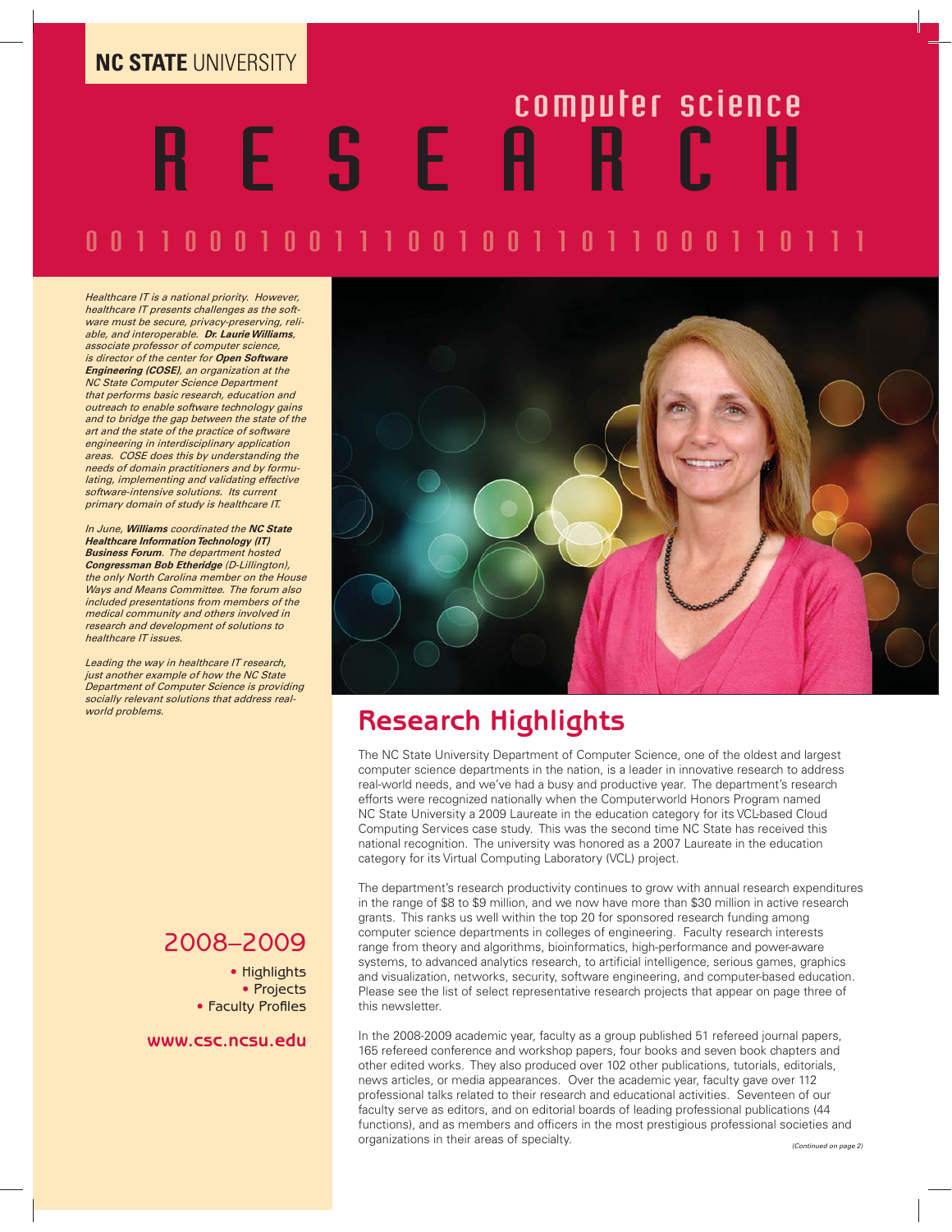**NC STATE** UNIVERSITY

# computer science RESEARCH

0 0 1 1 0 0 0 1 0 0 1 1 1 0 0 1 0 0 1 1 0 1 1 0 0 0 1 1 0 1 1 1

*Healthcare IT is a national priority. However, healthcare IT presents challenges as the software must be secure, privacy-preserving, reliable, and interoperable.* ***Dr. Laurie Williams****, associate professor of computer science, is director of the center for* ***Open Software Engineering (COSE)****, an organization at the NC State Computer Science Department that performs basic research, education and outreach to enable software technology gains and to bridge the gap between the state of the art and the state of the practice of software engineering in interdisciplinary application areas. COSE does this by understanding the needs of domain practitioners and by formulating, implementing and validating effective software-intensive solutions. Its current primary domain of study is healthcare IT.*

*In June,* ***Williams*** *coordinated the* ***NC State Healthcare Information Technology (IT) Business Forum****. The department hosted* ***Congressman Bob Etheridge*** *(D-Lillington), the only North Carolina member on the House Ways and Means Committee. The forum also included presentations from members of the medical community and others involved in research and development of solutions to healthcare IT issues.*

*Leading the way in healthcare IT research, just another example of how the NC State Department of Computer Science is providing socially relevant solutions that address real-world problems.*

## 2008–2009

- Highlights
- Projects
- Faculty Profiles

**www.csc.ncsu.edu**

## Research Highlights

The NC State University Department of Computer Science, one of the oldest and largest computer science departments in the nation, is a leader in innovative research to address real-world needs, and we've had a busy and productive year. The department's research efforts were recognized nationally when the Computerworld Honors Program named NC State University a 2009 Laureate in the education category for its VCL-based Cloud Computing Services case study. This was the second time NC State has received this national recognition. The university was honored as a 2007 Laureate in the education category for its Virtual Computing Laboratory (VCL) project.

The department's research productivity continues to grow with annual research expenditures in the range of $8 to $9 million, and we now have more than $30 million in active research grants. This ranks us well within the top 20 for sponsored research funding among computer science departments in colleges of engineering. Faculty research interests range from theory and algorithms, bioinformatics, high-performance and power-aware systems, to advanced analytics research, to artificial intelligence, serious games, graphics and visualization, networks, security, software engineering, and computer-based education. Please see the list of select representative research projects that appear on page three of this newsletter.

In the 2008-2009 academic year, faculty as a group published 51 refereed journal papers, 165 refereed conference and workshop papers, four books and seven book chapters and other edited works. They also produced over 102 other publications, tutorials, editorials, news articles, or media appearances. Over the academic year, faculty gave over 112 professional talks related to their research and educational activities. Seventeen of our faculty serve as editors, and on editorial boards of leading professional publications (44 functions), and as members and officers in the most prestigious professional societies and organizations in their areas of specialty.

*(Continued on page 2)*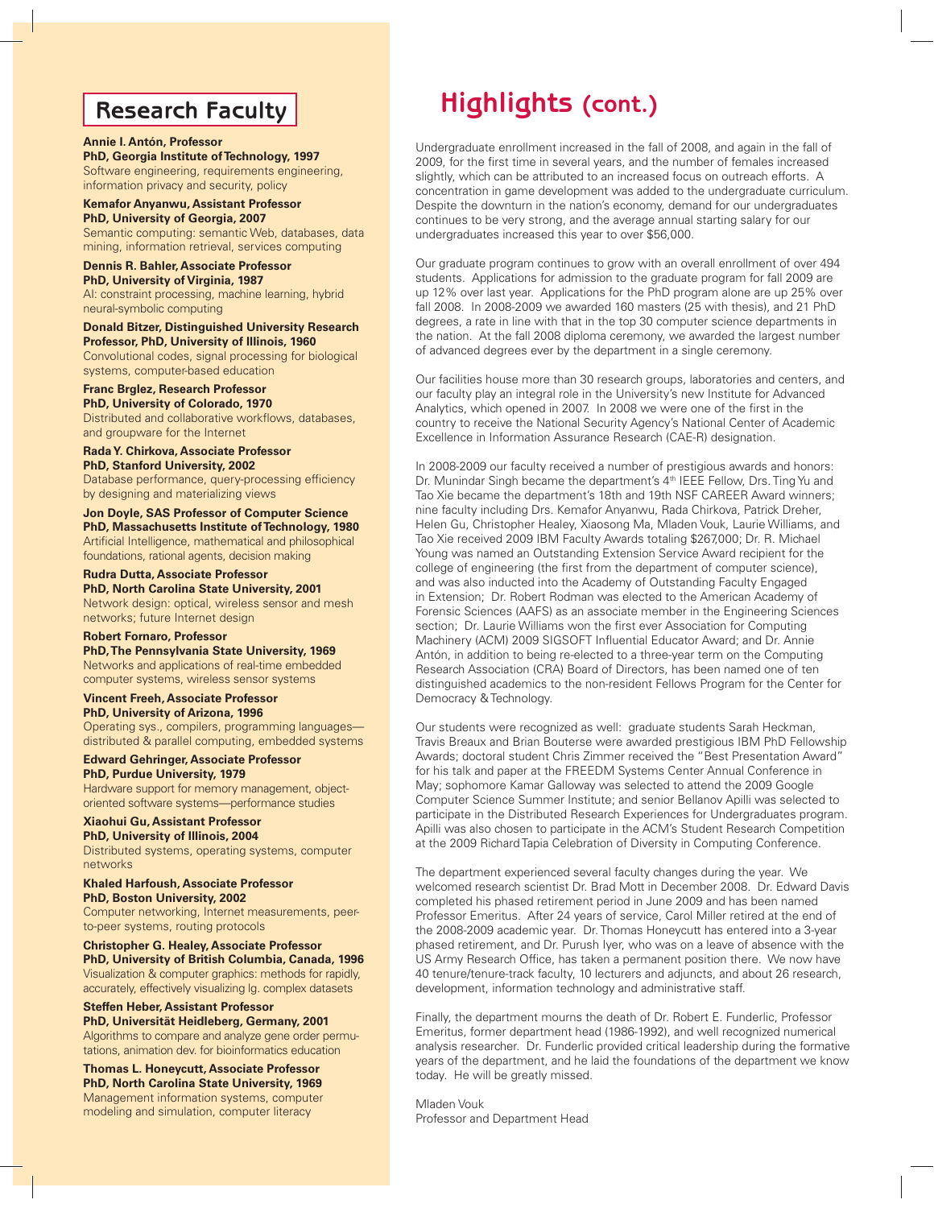## Research Faculty

**Annie I. Antón, Professor**
**PhD, Georgia Institute of Technology, 1997**
Software engineering, requirements engineering, information privacy and security, policy

**Kemafor Anyanwu, Assistant Professor**
**PhD, University of Georgia, 2007**
Semantic computing: semantic Web, databases, data mining, information retrieval, services computing

**Dennis R. Bahler, Associate Professor**
**PhD, University of Virginia, 1987**
AI: constraint processing, machine learning, hybrid neural-symbolic computing

**Donald Bitzer, Distinguished University Research Professor, PhD, University of Illinois, 1960**
Convolutional codes, signal processing for biological systems, computer-based education

**Franc Brglez, Research Professor**
**PhD, University of Colorado, 1970**
Distributed and collaborative workflows, databases, and groupware for the Internet

**Rada Y. Chirkova, Associate Professor**
**PhD, Stanford University, 2002**
Database performance, query-processing efficiency by designing and materializing views

**Jon Doyle, SAS Professor of Computer Science**
**PhD, Massachusetts Institute of Technology, 1980**
Artificial Intelligence, mathematical and philosophical foundations, rational agents, decision making

**Rudra Dutta, Associate Professor**
**PhD, North Carolina State University, 2001**
Network design: optical, wireless sensor and mesh networks; future Internet design

**Robert Fornaro, Professor**
**PhD, The Pennsylvania State University, 1969**
Networks and applications of real-time embedded computer systems, wireless sensor systems

**Vincent Freeh, Associate Professor**
**PhD, University of Arizona, 1996**
Operating sys., compilers, programming languages—distributed & parallel computing, embedded systems

**Edward Gehringer, Associate Professor**
**PhD, Purdue University, 1979**
Hardware support for memory management, object-oriented software systems—performance studies

**Xiaohui Gu, Assistant Professor**
**PhD, University of Illinois, 2004**
Distributed systems, operating systems, computer networks

**Khaled Harfoush, Associate Professor**
**PhD, Boston University, 2002**
Computer networking, Internet measurements, peer-to-peer systems, routing protocols

**Christopher G. Healey, Associate Professor**
**PhD, University of British Columbia, Canada, 1996**
Visualization & computer graphics: methods for rapidly, accurately, effectively visualizing lg. complex datasets

**Steffen Heber, Assistant Professor**
**PhD, Universität Heidelberg, Germany, 2001**
Algorithms to compare and analyze gene order permutations, animation dev. for bioinformatics education

**Thomas L. Honeycutt, Associate Professor**
**PhD, North Carolina State University, 1969**
Management information systems, computer modeling and simulation, computer literacy

# Highlights (cont.)

Undergraduate enrollment increased in the fall of 2008, and again in the fall of 2009, for the first time in several years, and the number of females increased slightly, which can be attributed to an increased focus on outreach efforts. A concentration in game development was added to the undergraduate curriculum. Despite the downturn in the nation's economy, demand for our undergraduates continues to be very strong, and the average annual starting salary for our undergraduates increased this year to over $56,000.

Our graduate program continues to grow with an overall enrollment of over 494 students. Applications for admission to the graduate program for fall 2009 are up 12% over last year. Applications for the PhD program alone are up 25% over fall 2008. In 2008-2009 we awarded 160 masters (25 with thesis), and 21 PhD degrees, a rate in line with that in the top 30 computer science departments in the nation. At the fall 2008 diploma ceremony, we awarded the largest number of advanced degrees ever by the department in a single ceremony.

Our facilities house more than 30 research groups, laboratories and centers, and our faculty play an integral role in the University's new Institute for Advanced Analytics, which opened in 2007. In 2008 we were one of the first in the country to receive the National Security Agency's National Center of Academic Excellence in Information Assurance Research (CAE-R) designation.

In 2008-2009 our faculty received a number of prestigious awards and honors: Dr. Munindar Singh became the department's 4th IEEE Fellow, Drs. Ting Yu and Tao Xie became the department's 18th and 19th NSF CAREER Award winners; nine faculty including Drs. Kemafor Anyanwu, Rada Chirkova, Patrick Dreher, Helen Gu, Christopher Healey, Xiaosong Ma, Mladen Vouk, Laurie Williams, and Tao Xie received 2009 IBM Faculty Awards totaling $267,000; Dr. R. Michael Young was named an Outstanding Extension Service Award recipient for the college of engineering (the first from the department of computer science), and was also inducted into the Academy of Outstanding Faculty Engaged in Extension; Dr. Robert Rodman was elected to the American Academy of Forensic Sciences (AAFS) as an associate member in the Engineering Sciences section; Dr. Laurie Williams won the first ever Association for Computing Machinery (ACM) 2009 SIGSOFT Influential Educator Award; and Dr. Annie Antón, in addition to being re-elected to a three-year term on the Computing Research Association (CRA) Board of Directors, has been named one of ten distinguished academics to the non-resident Fellows Program for the Center for Democracy & Technology.

Our students were recognized as well: graduate students Sarah Heckman, Travis Breaux and Brian Bouterse were awarded prestigious IBM PhD Fellowship Awards; doctoral student Chris Zimmer received the "Best Presentation Award" for his talk and paper at the FREEDM Systems Center Annual Conference in May; sophomore Kamar Galloway was selected to attend the 2009 Google Computer Science Summer Institute; and senior Bellanov Apilli was selected to participate in the Distributed Research Experiences for Undergraduates program. Apilli was also chosen to participate in the ACM's Student Research Competition at the 2009 Richard Tapia Celebration of Diversity in Computing Conference.

The department experienced several faculty changes during the year. We welcomed research scientist Dr. Brad Mott in December 2008. Dr. Edward Davis completed his phased retirement period in June 2009 and has been named Professor Emeritus. After 24 years of service, Carol Miller retired at the end of the 2008-2009 academic year. Dr. Thomas Honeycutt has entered into a 3-year phased retirement, and Dr. Purush Iyer, who was on a leave of absence with the US Army Research Office, has taken a permanent position there. We now have 40 tenure/tenure-track faculty, 10 lecturers and adjuncts, and about 26 research, development, information technology and administrative staff.

Finally, the department mourns the death of Dr. Robert E. Funderlic, Professor Emeritus, former department head (1986-1992), and well recognized numerical analysis researcher. Dr. Funderlic provided critical leadership during the formative years of the department, and he laid the foundations of the department we know today. He will be greatly missed.

Mladen Vouk
Professor and Department Head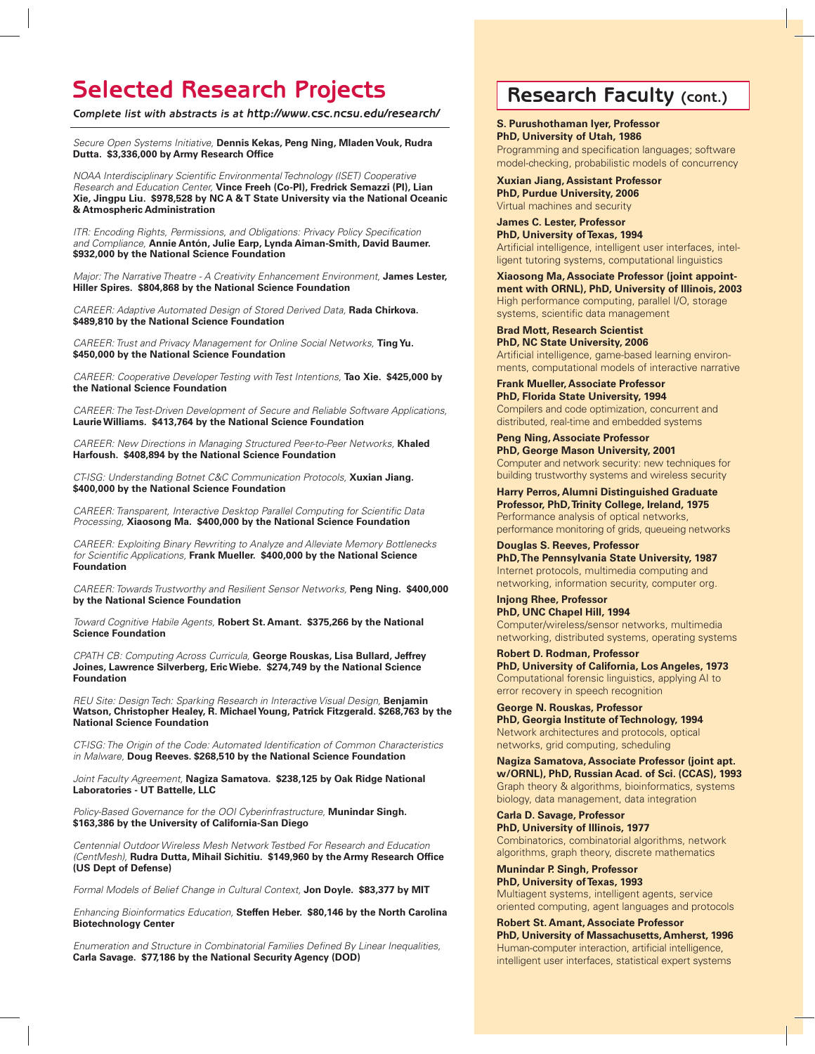# Selected Research Projects

*Complete list with abstracts is at http://www.csc.ncsu.edu/research/*

*Secure Open Systems Initiative,* **Dennis Kekas, Peng Ning, Mladen Vouk, Rudra Dutta. $3,336,000 by Army Research Office**

*NOAA Interdisciplinary Scientific Environmental Technology (ISET) Cooperative Research and Education Center,* **Vince Freeh (Co-PI), Fredrick Semazzi (PI), Lian Xie, Jingpu Liu. $978,528 by NC A & T State University via the National Oceanic & Atmospheric Administration**

*ITR: Encoding Rights, Permissions, and Obligations: Privacy Policy Specification and Compliance,* **Annie Antón, Julie Earp, Lynda Aiman-Smith, David Baumer. $932,000 by the National Science Foundation**

*Major: The Narrative Theatre - A Creativity Enhancement Environment,* **James Lester, Hiller Spires. $804,868 by the National Science Foundation**

*CAREER: Adaptive Automated Design of Stored Derived Data,* **Rada Chirkova. $489,810 by the National Science Foundation**

*CAREER: Trust and Privacy Management for Online Social Networks,* **Ting Yu. $450,000 by the National Science Foundation**

*CAREER: Cooperative Developer Testing with Test Intentions,* **Tao Xie. $425,000 by the National Science Foundation**

*CAREER: The Test-Driven Development of Secure and Reliable Software Applications,* **Laurie Williams. $413,764 by the National Science Foundation**

*CAREER: New Directions in Managing Structured Peer-to-Peer Networks,* **Khaled Harfoush. $408,894 by the National Science Foundation**

*CT-ISG: Understanding Botnet C&C Communication Protocols,* **Xuxian Jiang. $400,000 by the National Science Foundation**

*CAREER: Transparent, Interactive Desktop Parallel Computing for Scientific Data Processing,* **Xiaosong Ma. $400,000 by the National Science Foundation**

*CAREER: Exploiting Binary Rewriting to Analyze and Alleviate Memory Bottlenecks for Scientific Applications,* **Frank Mueller. $400,000 by the National Science Foundation**

*CAREER: Towards Trustworthy and Resilient Sensor Networks,* **Peng Ning. $400,000 by the National Science Foundation**

*Toward Cognitive Habile Agents,* **Robert St. Amant. $375,266 by the National Science Foundation**

*CPATH CB: Computing Across Curricula,* **George Rouskas, Lisa Bullard, Jeffrey Joines, Lawrence Silverberg, Eric Wiebe. $274,749 by the National Science Foundation**

*REU Site: Design Tech: Sparking Research in Interactive Visual Design,* **Benjamin Watson, Christopher Healey, R. Michael Young, Patrick Fitzgerald. $268,763 by the National Science Foundation**

*CT-ISG: The Origin of the Code: Automated Identification of Common Characteristics in Malware,* **Doug Reeves. $268,510 by the National Science Foundation**

*Joint Faculty Agreement,* **Nagiza Samatova. $238,125 by Oak Ridge National Laboratories - UT Battelle, LLC**

*Policy-Based Governance for the OOI Cyberinfrastructure,* **Munindar Singh. $163,386 by the University of California-San Diego**

*Centennial Outdoor Wireless Mesh Network Testbed For Research and Education (CentMesh),* **Rudra Dutta, Mihail Sichitiu. $149,960 by the Army Research Office (US Dept of Defense)**

*Formal Models of Belief Change in Cultural Context,* **Jon Doyle. $83,377 by MIT**

*Enhancing Bioinformatics Education,* **Steffen Heber. $80,146 by the North Carolina Biotechnology Center**

*Enumeration and Structure in Combinatorial Families Defined By Linear Inequalities,* **Carla Savage. $77,186 by the National Security Agency (DOD)**

# Research Faculty (cont.)

**S. Purushothaman Iyer, Professor**
**PhD, University of Utah, 1986**
Programming and specification languages; software model-checking, probabilistic models of concurrency

**Xuxian Jiang, Assistant Professor**
**PhD, Purdue University, 2006**
Virtual machines and security

**James C. Lester, Professor**
**PhD, University of Texas, 1994**
Artificial intelligence, intelligent user interfaces, intelligent tutoring systems, computational linguistics

**Xiaosong Ma, Associate Professor (joint appointment with ORNL), PhD, University of Illinois, 2003**
High performance computing, parallel I/O, storage systems, scientific data management

**Brad Mott, Research Scientist**
**PhD, NC State University, 2006**
Artificial intelligence, game-based learning environments, computational models of interactive narrative

**Frank Mueller, Associate Professor**
**PhD, Florida State University, 1994**
Compilers and code optimization, concurrent and distributed, real-time and embedded systems

**Peng Ning, Associate Professor**
**PhD, George Mason University, 2001**
Computer and network security: new techniques for building trustworthy systems and wireless security

**Harry Perros, Alumni Distinguished Graduate Professor, PhD, Trinity College, Ireland, 1975**
Performance analysis of optical networks, performance monitoring of grids, queueing networks

**Douglas S. Reeves, Professor**
**PhD, The Pennsylvania State University, 1987**
Internet protocols, multimedia computing and networking, information security, computer org.

**Injong Rhee, Professor**
**PhD, UNC Chapel Hill, 1994**
Computer/wireless/sensor networks, multimedia networking, distributed systems, operating systems

**Robert D. Rodman, Professor**
**PhD, University of California, Los Angeles, 1973**
Computational forensic linguistics, applying AI to error recovery in speech recognition

**George N. Rouskas, Professor**
**PhD, Georgia Institute of Technology, 1994**
Network architectures and protocols, optical networks, grid computing, scheduling

**Nagiza Samatova, Associate Professor (joint apt. w/ORNL), PhD, Russian Acad. of Sci. (CCAS), 1993**
Graph theory & algorithms, bioinformatics, systems biology, data management, data integration

**Carla D. Savage, Professor**
**PhD, University of Illinois, 1977**
Combinatorics, combinatorial algorithms, network algorithms, graph theory, discrete mathematics

**Munindar P. Singh, Professor**
**PhD, University of Texas, 1993**
Multiagent systems, intelligent agents, service oriented computing, agent languages and protocols

**Robert St. Amant, Associate Professor**
**PhD, University of Massachusetts, Amherst, 1996**
Human-computer interaction, artificial intelligence, intelligent user interfaces, statistical expert systems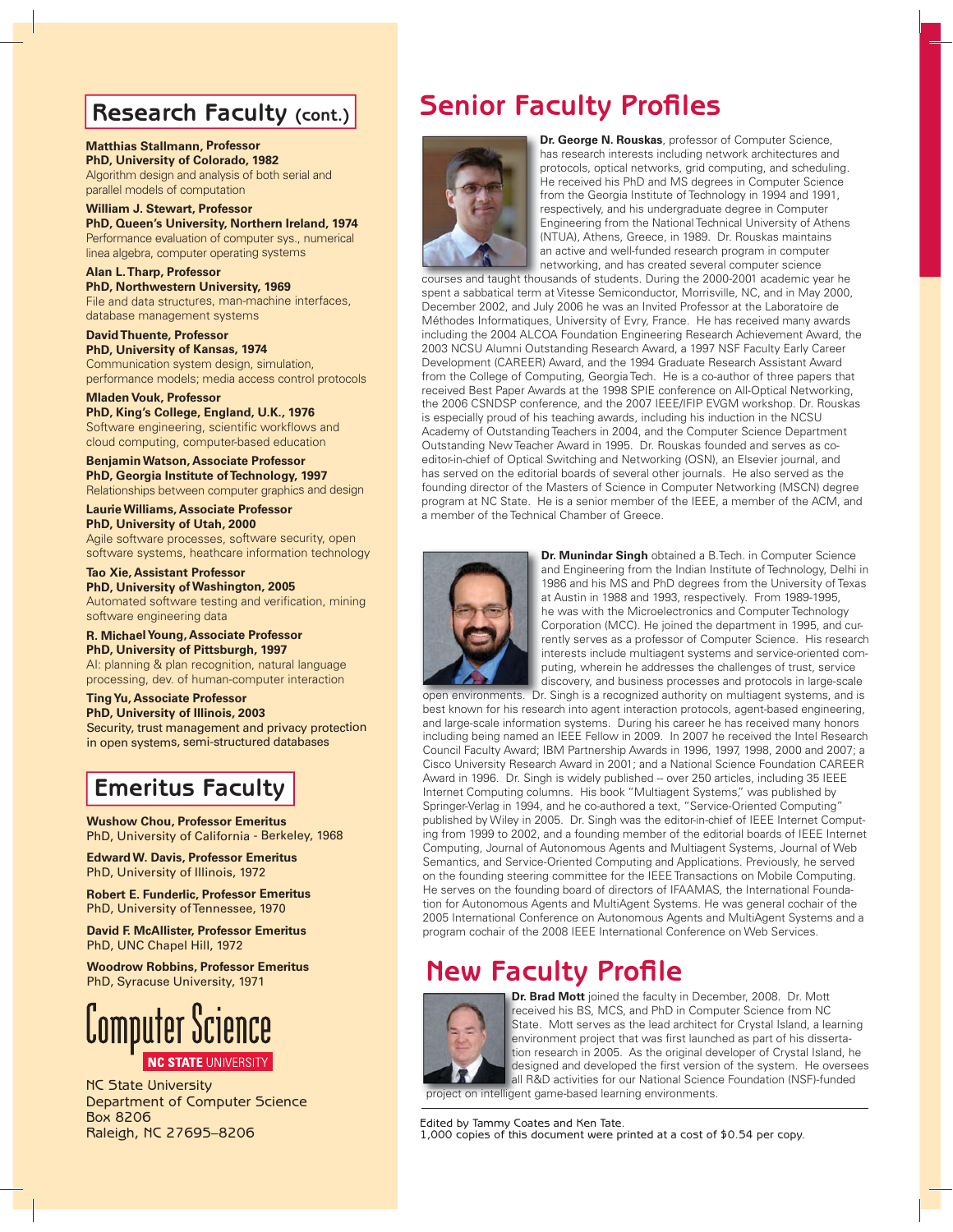## Research Faculty (cont.)

**Matthias Stallmann, Professor**
**PhD, University of Colorado, 1982**
Algorithm design and analysis of both serial and parallel models of computation

**William J. Stewart, Professor**
**PhD, Queen's University, Northern Ireland, 1974**
Performance evaluation of computer sys., numerical linea algebra, computer operating systems

**Alan L. Tharp, Professor**
**PhD, Northwestern University, 1969**
File and data structures, man-machine interfaces, database management systems

**David Thuente, Professor**
**PhD, University of Kansas, 1974**
Communication system design, simulation, performance models; media access control protocols

**Mladen Vouk, Professor**
**PhD, King's College, England, U.K., 1976**
Software engineering, scientific workflows and cloud computing, computer-based education

**Benjamin Watson, Associate Professor**
**PhD, Georgia Institute of Technology, 1997**
Relationships between computer graphics and design

**Laurie Williams, Associate Professor**
**PhD, University of Utah, 2000**
Agile software processes, software security, open software systems, heathcare information technology

**Tao Xie, Assistant Professor**
**PhD, University of Washington, 2005**
Automated software testing and verification, mining software engineering data

**R. Michael Young, Associate Professor**
**PhD, University of Pittsburgh, 1997**
AI: planning & plan recognition, natural language processing, dev. of human-computer interaction

**Ting Yu, Associate Professor**
**PhD, University of Illinois, 2003**
Security, trust management and privacy protection in open systems, semi-structured databases

## Emeritus Faculty

**Wushow Chou, Professor Emeritus**
PhD, University of California - Berkeley, 1968

**Edward W. Davis, Professor Emeritus**
PhD, University of Illinois, 1972

**Robert E. Funderlic, Professor Emeritus**
PhD, University of Tennessee, 1970

**David F. McAllister, Professor Emeritus**
PhD, UNC Chapel Hill, 1972

**Woodrow Robbins, Professor Emeritus**
PhD, Syracuse University, 1971

Computer Science
NC STATE UNIVERSITY

NC State University
Department of Computer Science
Box 8206
Raleigh, NC 27695–8206

## Senior Faculty Profiles

**Dr. George N. Rouskas**, professor of Computer Science, has research interests including network architectures and protocols, optical networks, grid computing, and scheduling. He received his PhD and MS degrees in Computer Science from the Georgia Institute of Technology in 1994 and 1991, respectively, and his undergraduate degree in Computer Engineering from the National Technical University of Athens (NTUA), Athens, Greece, in 1989. Dr. Rouskas maintains an active and well-funded research program in computer networking, and has created several computer science courses and taught thousands of students. During the 2000-2001 academic year he spent a sabbatical term at Vitesse Semiconductor, Morrisville, NC, and in May 2000, December 2002, and July 2006 he was an Invited Professor at the Laboratoire de Méthodes Informatiques, University of Evry, France. He has received many awards including the 2004 ALCOA Foundation Engineering Research Achievement Award, the 2003 NCSU Alumni Outstanding Research Award, a 1997 NSF Faculty Early Career Development (CAREER) Award, and the 1994 Graduate Research Assistant Award from the College of Computing, Georgia Tech. He is a co-author of three papers that received Best Paper Awards at the 1998 SPIE conference on All-Optical Networking, the 2006 CSNDSP conference, and the 2007 IEEE/IFIP EVGM workshop. Dr. Rouskas is especially proud of his teaching awards, including his induction in the NCSU Academy of Outstanding Teachers in 2004, and the Computer Science Department Outstanding New Teacher Award in 1995. Dr. Rouskas founded and serves as co-editor-in-chief of Optical Switching and Networking (OSN), an Elsevier journal, and has served on the editorial boards of several other journals. He also served as the founding director of the Masters of Science in Computer Networking (MSCN) degree program at NC State. He is a senior member of the IEEE, a member of the ACM, and a member of the Technical Chamber of Greece.

**Dr. Munindar Singh** obtained a B.Tech. in Computer Science and Engineering from the Indian Institute of Technology, Delhi in 1986 and his MS and PhD degrees from the University of Texas at Austin in 1988 and 1993, respectively. From 1989-1995, he was with the Microelectronics and Computer Technology Corporation (MCC). He joined the department in 1995, and currently serves as a professor of Computer Science. His research interests include multiagent systems and service-oriented computing, wherein he addresses the challenges of trust, service discovery, and business processes and protocols in large-scale open environments. Dr. Singh is a recognized authority on multiagent systems, and is best known for his research into agent interaction protocols, agent-based engineering, and large-scale information systems. During his career he has received many honors including being named an IEEE Fellow in 2009. In 2007 he received the Intel Research Council Faculty Award; IBM Partnership Awards in 1996, 1997, 1998, 2000 and 2007; a Cisco University Research Award in 2001; and a National Science Foundation CAREER Award in 1996. Dr. Singh is widely published -- over 250 articles, including 35 IEEE Internet Computing columns. His book "Multiagent Systems," was published by Springer-Verlag in 1994, and he co-authored a text, "Service-Oriented Computing" published by Wiley in 2005. Dr. Singh was the editor-in-chief of IEEE Internet Computing from 1999 to 2002, and a founding member of the editorial boards of IEEE Internet Computing, Journal of Autonomous Agents and Multiagent Systems, Journal of Web Semantics, and Service-Oriented Computing and Applications. Previously, he served on the founding steering committee for the IEEE Transactions on Mobile Computing. He serves on the founding board of directors of IFAAMAS, the International Foundation for Autonomous Agents and MultiAgent Systems. He was general cochair of the 2005 International Conference on Autonomous Agents and MultiAgent Systems and a program cochair of the 2008 IEEE International Conference on Web Services.

## New Faculty Profile

**Dr. Brad Mott** joined the faculty in December, 2008. Dr. Mott received his BS, MCS, and PhD in Computer Science from NC State. Mott serves as the lead architect for Crystal Island, a learning environment project that was first launched as part of his dissertation research in 2005. As the original developer of Crystal Island, he designed and developed the first version of the system. He oversees all R&D activities for our National Science Foundation (NSF)-funded project on intelligent game-based learning environments.

Edited by Tammy Coates and Ken Tate.
1,000 copies of this document were printed at a cost of $0.54 per copy.